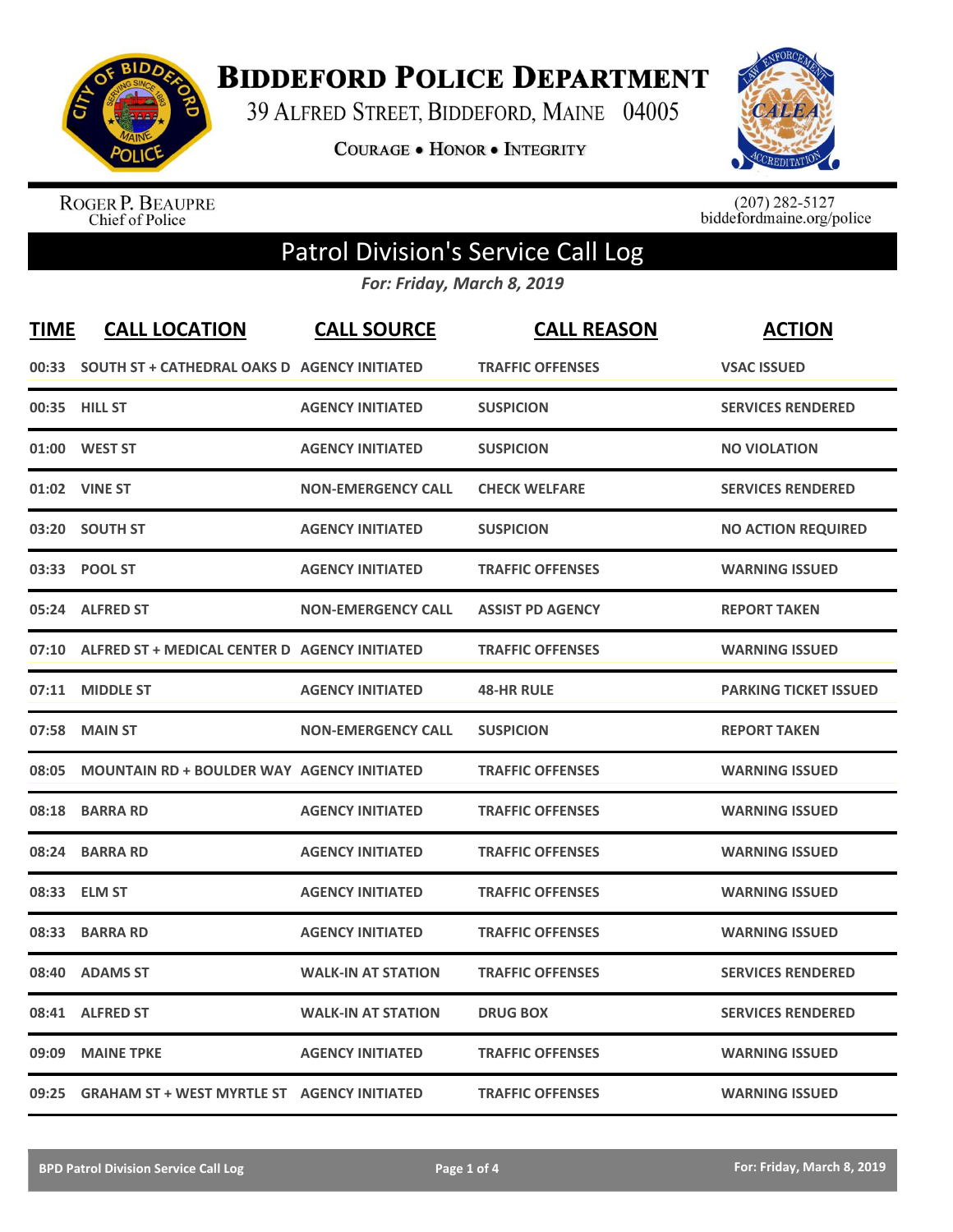# Biddeford Police Department

39 Alfred Street, Biddeford, Maine 04005

Courage • Honor • Integrity

Roger P. Beaupre
Chief of Police

(207) 282-5127
biddefordmaine.org/police

## Patrol Division's Service Call Log

*For: Friday, March 8, 2019*

| TIME | CALL LOCATION | CALL SOURCE | CALL REASON | ACTION |
|---|---|---|---|---|
| 00:33 | SOUTH ST + CATHEDRAL OAKS D | AGENCY INITIATED | TRAFFIC OFFENSES | VSAC ISSUED |
| 00:35 | HILL ST | AGENCY INITIATED | SUSPICION | SERVICES RENDERED |
| 01:00 | WEST ST | AGENCY INITIATED | SUSPICION | NO VIOLATION |
| 01:02 | VINE ST | NON-EMERGENCY CALL | CHECK WELFARE | SERVICES RENDERED |
| 03:20 | SOUTH ST | AGENCY INITIATED | SUSPICION | NO ACTION REQUIRED |
| 03:33 | POOL ST | AGENCY INITIATED | TRAFFIC OFFENSES | WARNING ISSUED |
| 05:24 | ALFRED ST | NON-EMERGENCY CALL | ASSIST PD AGENCY | REPORT TAKEN |
| 07:10 | ALFRED ST + MEDICAL CENTER D | AGENCY INITIATED | TRAFFIC OFFENSES | WARNING ISSUED |
| 07:11 | MIDDLE ST | AGENCY INITIATED | 48-HR RULE | PARKING TICKET ISSUED |
| 07:58 | MAIN ST | NON-EMERGENCY CALL | SUSPICION | REPORT TAKEN |
| 08:05 | MOUNTAIN RD + BOULDER WAY | AGENCY INITIATED | TRAFFIC OFFENSES | WARNING ISSUED |
| 08:18 | BARRA RD | AGENCY INITIATED | TRAFFIC OFFENSES | WARNING ISSUED |
| 08:24 | BARRA RD | AGENCY INITIATED | TRAFFIC OFFENSES | WARNING ISSUED |
| 08:33 | ELM ST | AGENCY INITIATED | TRAFFIC OFFENSES | WARNING ISSUED |
| 08:33 | BARRA RD | AGENCY INITIATED | TRAFFIC OFFENSES | WARNING ISSUED |
| 08:40 | ADAMS ST | WALK-IN AT STATION | TRAFFIC OFFENSES | SERVICES RENDERED |
| 08:41 | ALFRED ST | WALK-IN AT STATION | DRUG BOX | SERVICES RENDERED |
| 09:09 | MAINE TPKE | AGENCY INITIATED | TRAFFIC OFFENSES | WARNING ISSUED |
| 09:25 | GRAHAM ST + WEST MYRTLE ST | AGENCY INITIATED | TRAFFIC OFFENSES | WARNING ISSUED |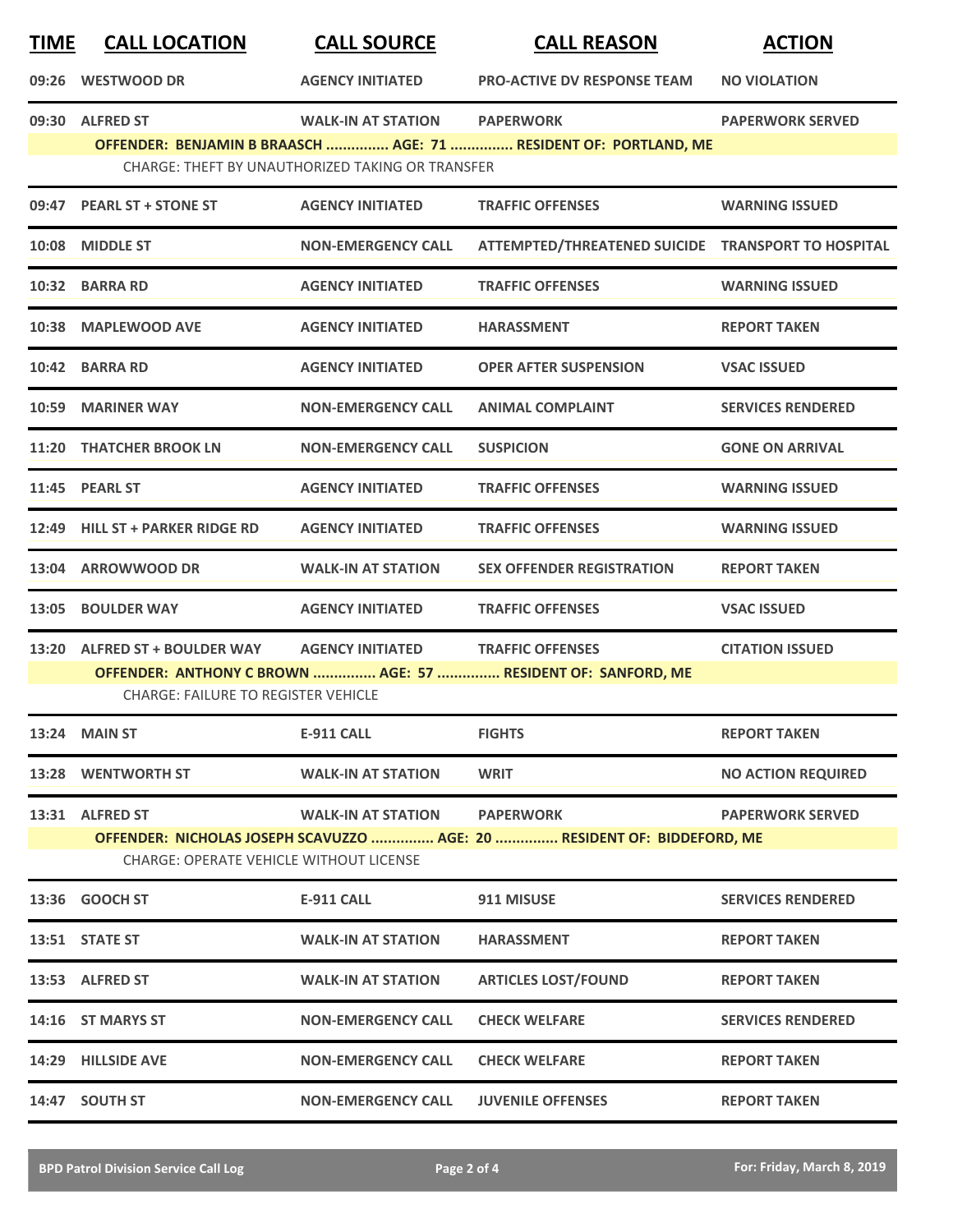| TIME | CALL LOCATION | CALL SOURCE | CALL REASON | ACTION |
|---|---|---|---|---|
| 09:26 | WESTWOOD DR | AGENCY INITIATED | PRO-ACTIVE DV RESPONSE TEAM | NO VIOLATION |
| 09:30 | ALFRED ST | WALK-IN AT STATION | PAPERWORK | PAPERWORK SERVED |
| | OFFENDER: BENJAMIN B BRAASCH ............... AGE: 71 ............... RESIDENT OF: PORTLAND, ME | | | |
| | CHARGE: THEFT BY UNAUTHORIZED TAKING OR TRANSFER | | | |
| 09:47 | PEARL ST + STONE ST | AGENCY INITIATED | TRAFFIC OFFENSES | WARNING ISSUED |
| 10:08 | MIDDLE ST | NON-EMERGENCY CALL | ATTEMPTED/THREATENED SUICIDE | TRANSPORT TO HOSPITAL |
| 10:32 | BARRA RD | AGENCY INITIATED | TRAFFIC OFFENSES | WARNING ISSUED |
| 10:38 | MAPLEWOOD AVE | AGENCY INITIATED | HARASSMENT | REPORT TAKEN |
| 10:42 | BARRA RD | AGENCY INITIATED | OPER AFTER SUSPENSION | VSAC ISSUED |
| 10:59 | MARINER WAY | NON-EMERGENCY CALL | ANIMAL COMPLAINT | SERVICES RENDERED |
| 11:20 | THATCHER BROOK LN | NON-EMERGENCY CALL | SUSPICION | GONE ON ARRIVAL |
| 11:45 | PEARL ST | AGENCY INITIATED | TRAFFIC OFFENSES | WARNING ISSUED |
| 12:49 | HILL ST + PARKER RIDGE RD | AGENCY INITIATED | TRAFFIC OFFENSES | WARNING ISSUED |
| 13:04 | ARROWWOOD DR | WALK-IN AT STATION | SEX OFFENDER REGISTRATION | REPORT TAKEN |
| 13:05 | BOULDER WAY | AGENCY INITIATED | TRAFFIC OFFENSES | VSAC ISSUED |
| 13:20 | ALFRED ST + BOULDER WAY | AGENCY INITIATED | TRAFFIC OFFENSES | CITATION ISSUED |
| | OFFENDER: ANTHONY C BROWN ............... AGE: 57 ............... RESIDENT OF: SANFORD, ME | | | |
| | CHARGE: FAILURE TO REGISTER VEHICLE | | | |
| 13:24 | MAIN ST | E-911 CALL | FIGHTS | REPORT TAKEN |
| 13:28 | WENTWORTH ST | WALK-IN AT STATION | WRIT | NO ACTION REQUIRED |
| 13:31 | ALFRED ST | WALK-IN AT STATION | PAPERWORK | PAPERWORK SERVED |
| | OFFENDER: NICHOLAS JOSEPH SCAVUZZO ............... AGE: 20 ............... RESIDENT OF: BIDDEFORD, ME | | | |
| | CHARGE: OPERATE VEHICLE WITHOUT LICENSE | | | |
| 13:36 | GOOCH ST | E-911 CALL | 911 MISUSE | SERVICES RENDERED |
| 13:51 | STATE ST | WALK-IN AT STATION | HARASSMENT | REPORT TAKEN |
| 13:53 | ALFRED ST | WALK-IN AT STATION | ARTICLES LOST/FOUND | REPORT TAKEN |
| 14:16 | ST MARYS ST | NON-EMERGENCY CALL | CHECK WELFARE | SERVICES RENDERED |
| 14:29 | HILLSIDE AVE | NON-EMERGENCY CALL | CHECK WELFARE | REPORT TAKEN |
| 14:47 | SOUTH ST | NON-EMERGENCY CALL | JUVENILE OFFENSES | REPORT TAKEN |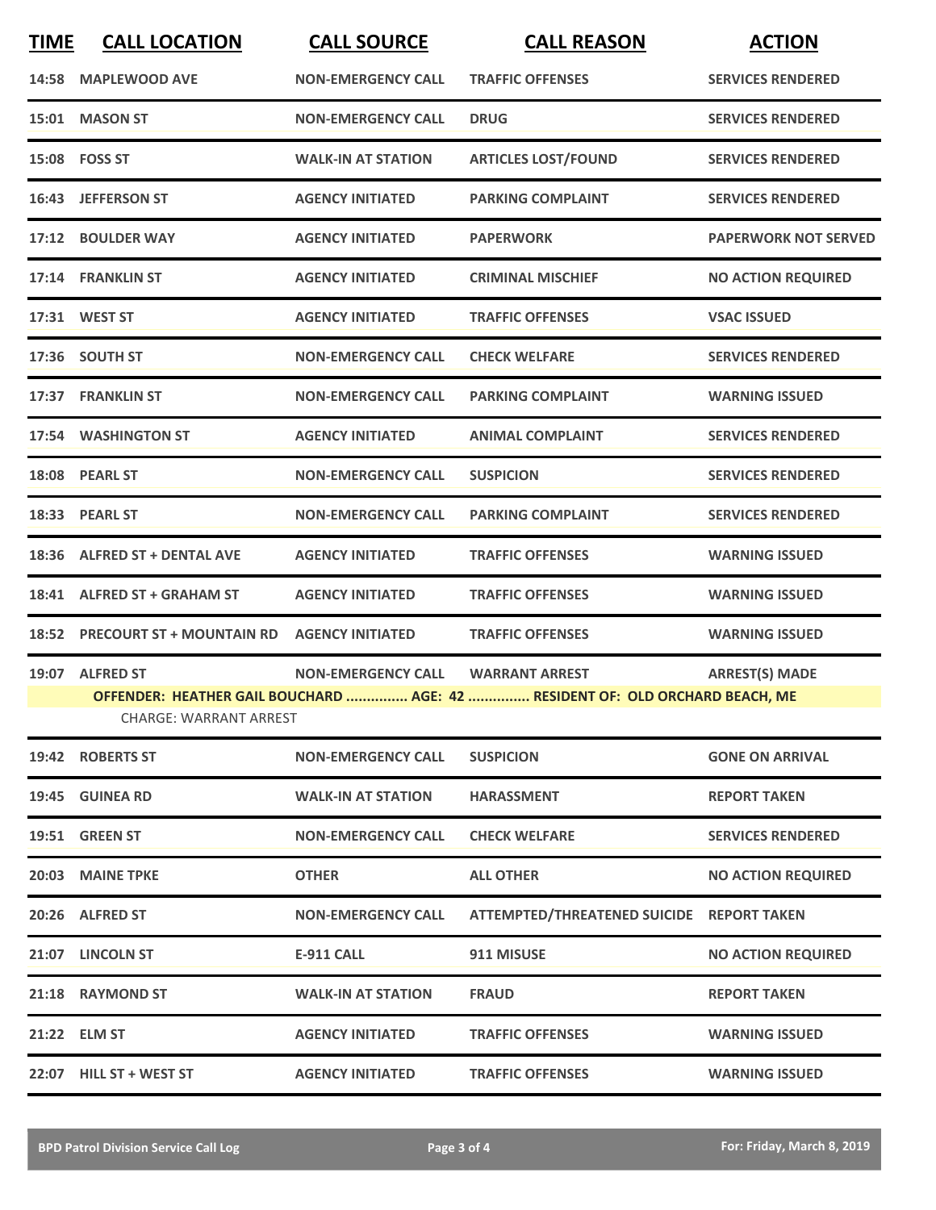| TIME | CALL LOCATION | CALL SOURCE | CALL REASON | ACTION |
|---|---|---|---|---|
| 14:58 | MAPLEWOOD AVE | NON-EMERGENCY CALL | TRAFFIC OFFENSES | SERVICES RENDERED |
| 15:01 | MASON ST | NON-EMERGENCY CALL | DRUG | SERVICES RENDERED |
| 15:08 | FOSS ST | WALK-IN AT STATION | ARTICLES LOST/FOUND | SERVICES RENDERED |
| 16:43 | JEFFERSON ST | AGENCY INITIATED | PARKING COMPLAINT | SERVICES RENDERED |
| 17:12 | BOULDER WAY | AGENCY INITIATED | PAPERWORK | PAPERWORK NOT SERVED |
| 17:14 | FRANKLIN ST | AGENCY INITIATED | CRIMINAL MISCHIEF | NO ACTION REQUIRED |
| 17:31 | WEST ST | AGENCY INITIATED | TRAFFIC OFFENSES | VSAC ISSUED |
| 17:36 | SOUTH ST | NON-EMERGENCY CALL | CHECK WELFARE | SERVICES RENDERED |
| 17:37 | FRANKLIN ST | NON-EMERGENCY CALL | PARKING COMPLAINT | WARNING ISSUED |
| 17:54 | WASHINGTON ST | AGENCY INITIATED | ANIMAL COMPLAINT | SERVICES RENDERED |
| 18:08 | PEARL ST | NON-EMERGENCY CALL | SUSPICION | SERVICES RENDERED |
| 18:33 | PEARL ST | NON-EMERGENCY CALL | PARKING COMPLAINT | SERVICES RENDERED |
| 18:36 | ALFRED ST + DENTAL AVE | AGENCY INITIATED | TRAFFIC OFFENSES | WARNING ISSUED |
| 18:41 | ALFRED ST + GRAHAM ST | AGENCY INITIATED | TRAFFIC OFFENSES | WARNING ISSUED |
| 18:52 | PRECOURT ST + MOUNTAIN RD | AGENCY INITIATED | TRAFFIC OFFENSES | WARNING ISSUED |
| 19:07 | ALFRED ST | NON-EMERGENCY CALL | WARRANT ARREST | ARREST(S) MADE |

**OFFENDER: HEATHER GAIL BOUCHARD ............... AGE: 42 ............... RESIDENT OF: OLD ORCHARD BEACH, ME**

CHARGE: WARRANT ARREST

| TIME | CALL LOCATION | CALL SOURCE | CALL REASON | ACTION |
|---|---|---|---|---|
| 19:42 | ROBERTS ST | NON-EMERGENCY CALL | SUSPICION | GONE ON ARRIVAL |
| 19:45 | GUINEA RD | WALK-IN AT STATION | HARASSMENT | REPORT TAKEN |
| 19:51 | GREEN ST | NON-EMERGENCY CALL | CHECK WELFARE | SERVICES RENDERED |
| 20:03 | MAINE TPKE | OTHER | ALL OTHER | NO ACTION REQUIRED |
| 20:26 | ALFRED ST | NON-EMERGENCY CALL | ATTEMPTED/THREATENED SUICIDE | REPORT TAKEN |
| 21:07 | LINCOLN ST | E-911 CALL | 911 MISUSE | NO ACTION REQUIRED |
| 21:18 | RAYMOND ST | WALK-IN AT STATION | FRAUD | REPORT TAKEN |
| 21:22 | ELM ST | AGENCY INITIATED | TRAFFIC OFFENSES | WARNING ISSUED |
| 22:07 | HILL ST + WEST ST | AGENCY INITIATED | TRAFFIC OFFENSES | WARNING ISSUED |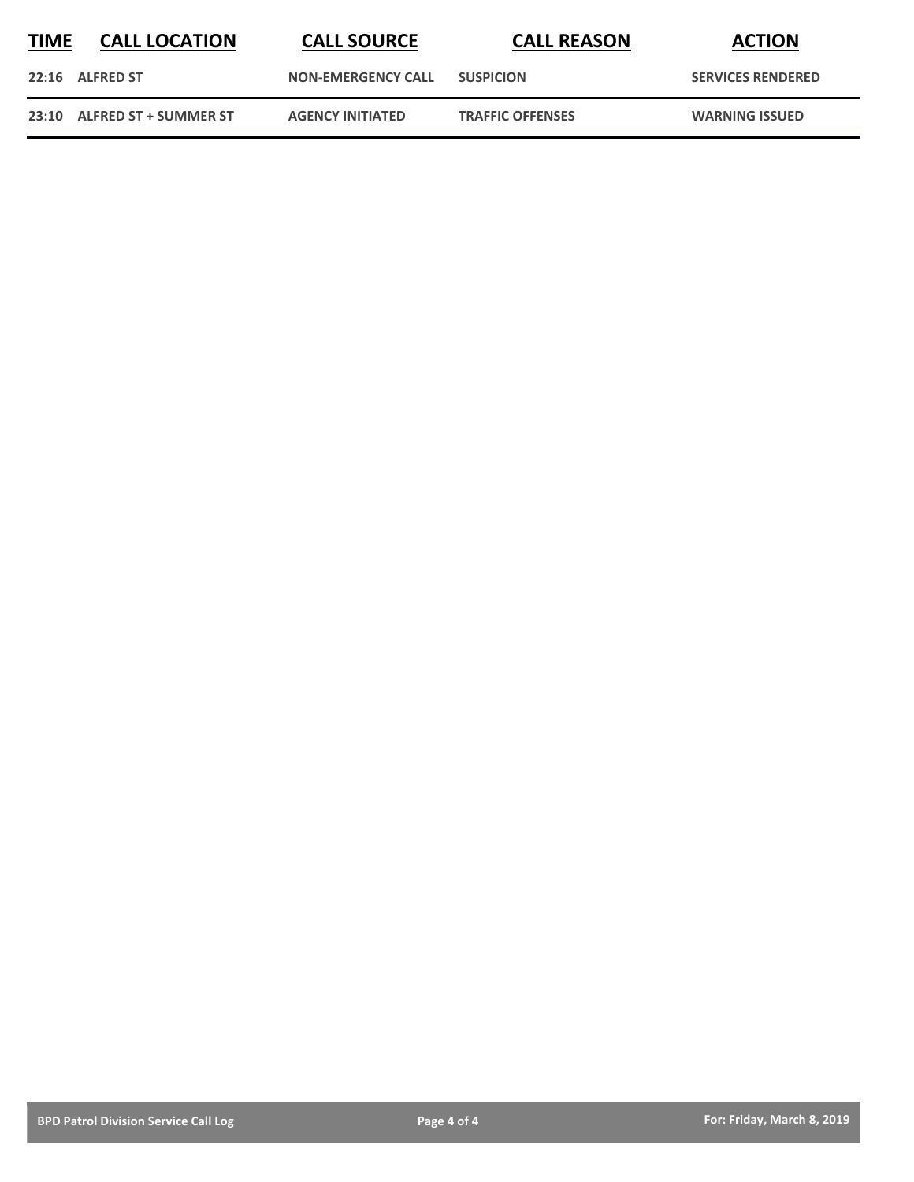| TIME | CALL LOCATION | CALL SOURCE | CALL REASON | ACTION |
|---|---|---|---|---|
| 22:16 | ALFRED ST | NON-EMERGENCY CALL | SUSPICION | SERVICES RENDERED |
| 23:10 | ALFRED ST + SUMMER ST | AGENCY INITIATED | TRAFFIC OFFENSES | WARNING ISSUED |